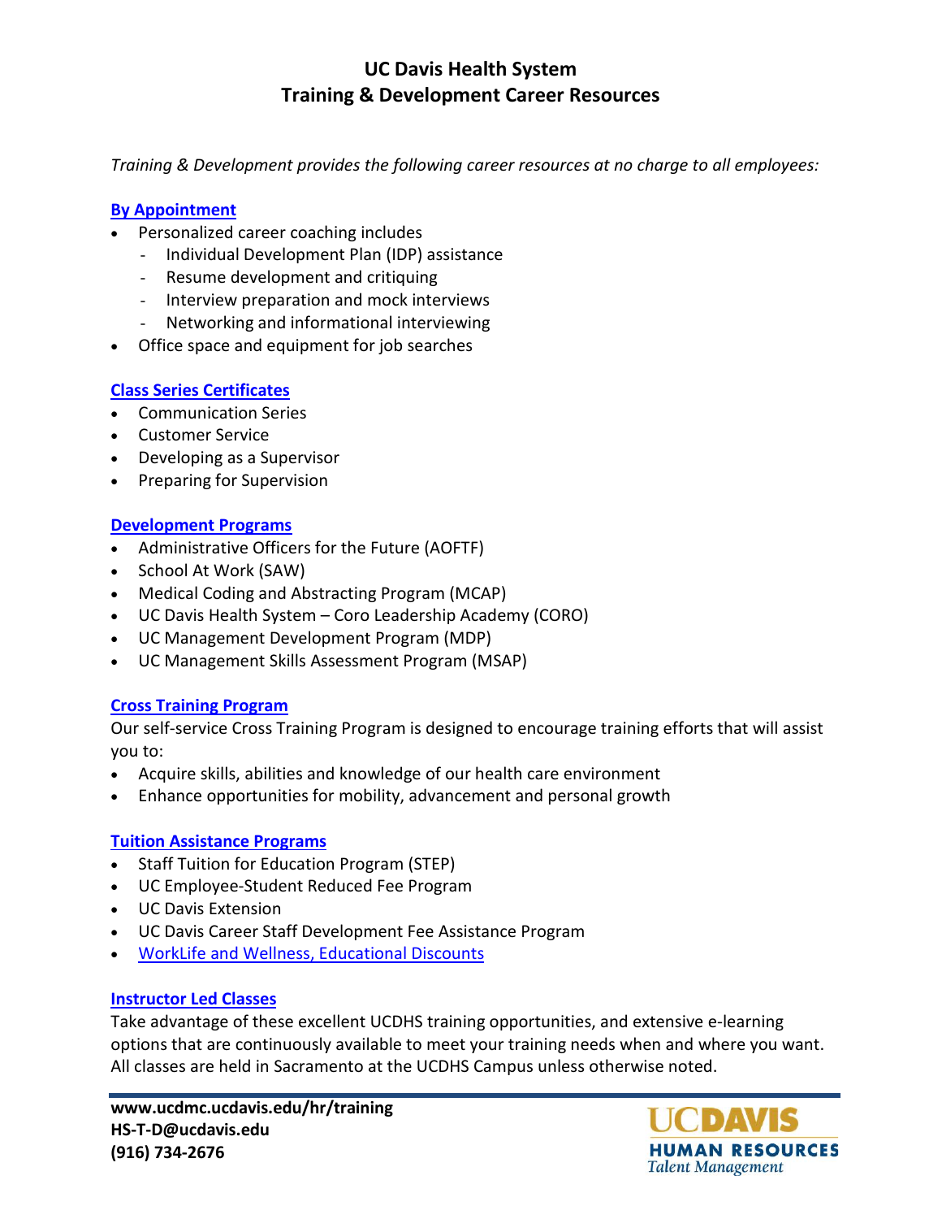# UC Davis Health System
# Training & Development Career Resources

*Training & Development provides the following career resources at no charge to all employees:*

## By Appointment

- Personalized career coaching includes
  - Individual Development Plan (IDP) assistance
  - Resume development and critiquing
  - Interview preparation and mock interviews
  - Networking and informational interviewing
- Office space and equipment for job searches

## Class Series Certificates

- Communication Series
- Customer Service
- Developing as a Supervisor
- Preparing for Supervision

## Development Programs

- Administrative Officers for the Future (AOFTF)
- School At Work (SAW)
- Medical Coding and Abstracting Program (MCAP)
- UC Davis Health System – Coro Leadership Academy (CORO)
- UC Management Development Program (MDP)
- UC Management Skills Assessment Program (MSAP)

## Cross Training Program

Our self-service Cross Training Program is designed to encourage training efforts that will assist you to:

- Acquire skills, abilities and knowledge of our health care environment
- Enhance opportunities for mobility, advancement and personal growth

## Tuition Assistance Programs

- Staff Tuition for Education Program (STEP)
- UC Employee-Student Reduced Fee Program
- UC Davis Extension
- UC Davis Career Staff Development Fee Assistance Program
- WorkLife and Wellness, Educational Discounts

## Instructor Led Classes

Take advantage of these excellent UCDHS training opportunities, and extensive e-learning options that are continuously available to meet your training needs when and where you want. All classes are held in Sacramento at the UCDHS Campus unless otherwise noted.

**www.ucdmc.ucdavis.edu/hr/training**
**HS-T-D@ucdavis.edu**
**(916) 734-2676**

UC DAVIS HUMAN RESOURCES *Talent Management*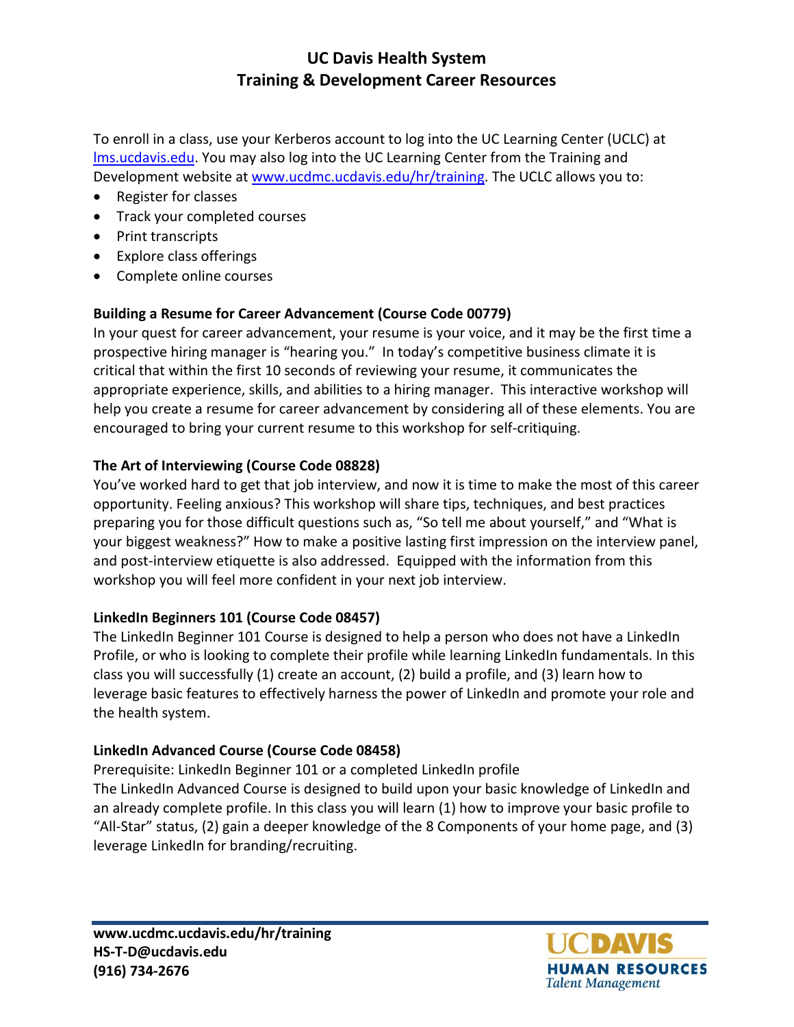# UC Davis Health System
# Training & Development Career Resources

To enroll in a class, use your Kerberos account to log into the UC Learning Center (UCLC) at lms.ucdavis.edu. You may also log into the UC Learning Center from the Training and Development website at www.ucdmc.ucdavis.edu/hr/training. The UCLC allows you to:

- Register for classes
- Track your completed courses
- Print transcripts
- Explore class offerings
- Complete online courses

**Building a Resume for Career Advancement (Course Code 00779)**

In your quest for career advancement, your resume is your voice, and it may be the first time a prospective hiring manager is "hearing you." In today's competitive business climate it is critical that within the first 10 seconds of reviewing your resume, it communicates the appropriate experience, skills, and abilities to a hiring manager. This interactive workshop will help you create a resume for career advancement by considering all of these elements. You are encouraged to bring your current resume to this workshop for self-critiquing.

**The Art of Interviewing (Course Code 08828)**

You've worked hard to get that job interview, and now it is time to make the most of this career opportunity. Feeling anxious? This workshop will share tips, techniques, and best practices preparing you for those difficult questions such as, "So tell me about yourself," and "What is your biggest weakness?" How to make a positive lasting first impression on the interview panel, and post-interview etiquette is also addressed. Equipped with the information from this workshop you will feel more confident in your next job interview.

**LinkedIn Beginners 101 (Course Code 08457)**

The LinkedIn Beginner 101 Course is designed to help a person who does not have a LinkedIn Profile, or who is looking to complete their profile while learning LinkedIn fundamentals. In this class you will successfully (1) create an account, (2) build a profile, and (3) learn how to leverage basic features to effectively harness the power of LinkedIn and promote your role and the health system.

**LinkedIn Advanced Course (Course Code 08458)**

Prerequisite: LinkedIn Beginner 101 or a completed LinkedIn profile

The LinkedIn Advanced Course is designed to build upon your basic knowledge of LinkedIn and an already complete profile. In this class you will learn (1) how to improve your basic profile to "All-Star" status, (2) gain a deeper knowledge of the 8 Components of your home page, and (3) leverage LinkedIn for branding/recruiting.

**www.ucdmc.ucdavis.edu/hr/training**
**HS-T-D@ucdavis.edu**
**(916) 734-2676**

UCDAVIS
HUMAN RESOURCES
*Talent Management*